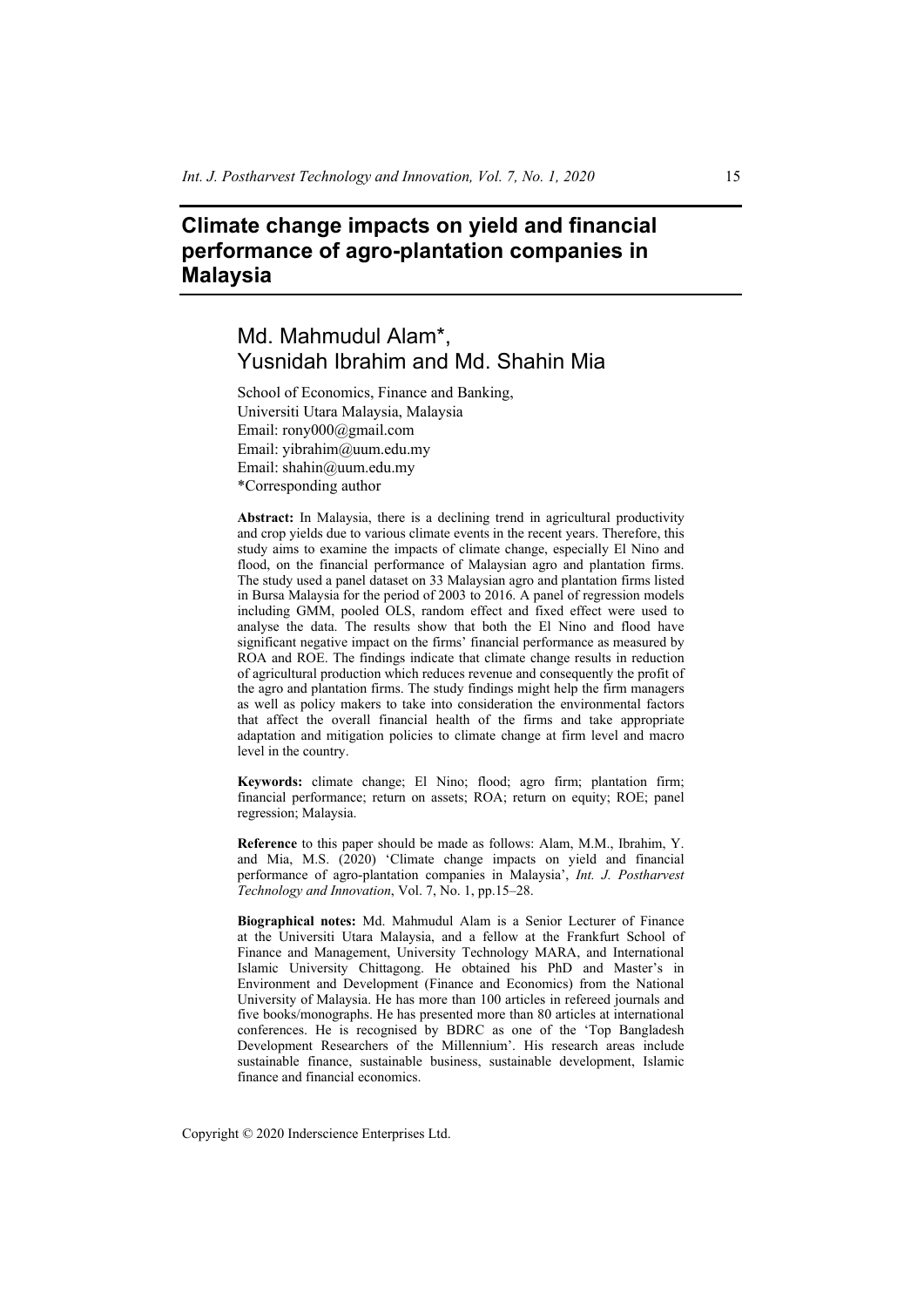# Climate change impacts on yield and financial performance of agro-plantation companies in Malaysia

## Md. Mahmudul Alam*, Yusnidah Ibrahim and Md. Shahin Mia

School of Economics, Finance and Banking,
Universiti Utara Malaysia, Malaysia
Email: rony000@gmail.com
Email: yibrahim@uum.edu.my
Email: shahin@uum.edu.my
*Corresponding author

**Abstract:** In Malaysia, there is a declining trend in agricultural productivity and crop yields due to various climate events in the recent years. Therefore, this study aims to examine the impacts of climate change, especially El Nino and flood, on the financial performance of Malaysian agro and plantation firms. The study used a panel dataset on 33 Malaysian agro and plantation firms listed in Bursa Malaysia for the period of 2003 to 2016. A panel of regression models including GMM, pooled OLS, random effect and fixed effect were used to analyse the data. The results show that both the El Nino and flood have significant negative impact on the firms' financial performance as measured by ROA and ROE. The findings indicate that climate change results in reduction of agricultural production which reduces revenue and consequently the profit of the agro and plantation firms. The study findings might help the firm managers as well as policy makers to take into consideration the environmental factors that affect the overall financial health of the firms and take appropriate adaptation and mitigation policies to climate change at firm level and macro level in the country.

**Keywords:** climate change; El Nino; flood; agro firm; plantation firm; financial performance; return on assets; ROA; return on equity; ROE; panel regression; Malaysia.

**Reference** to this paper should be made as follows: Alam, M.M., Ibrahim, Y. and Mia, M.S. (2020) 'Climate change impacts on yield and financial performance of agro-plantation companies in Malaysia', *Int. J. Postharvest Technology and Innovation*, Vol. 7, No. 1, pp.15–28.

**Biographical notes:** Md. Mahmudul Alam is a Senior Lecturer of Finance at the Universiti Utara Malaysia, and a fellow at the Frankfurt School of Finance and Management, University Technology MARA, and International Islamic University Chittagong. He obtained his PhD and Master's in Environment and Development (Finance and Economics) from the National University of Malaysia. He has more than 100 articles in refereed journals and five books/monographs. He has presented more than 80 articles at international conferences. He is recognised by BDRC as one of the 'Top Bangladesh Development Researchers of the Millennium'. His research areas include sustainable finance, sustainable business, sustainable development, Islamic finance and financial economics.

Copyright © 2020 Inderscience Enterprises Ltd.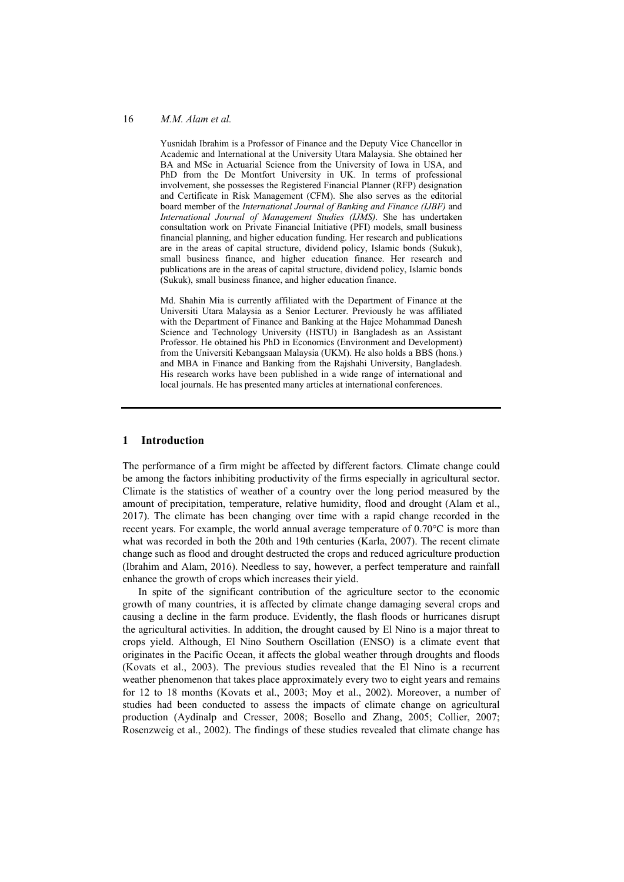Yusnidah Ibrahim is a Professor of Finance and the Deputy Vice Chancellor in Academic and International at the University Utara Malaysia. She obtained her BA and MSc in Actuarial Science from the University of Iowa in USA, and PhD from the De Montfort University in UK. In terms of professional involvement, she possesses the Registered Financial Planner (RFP) designation and Certificate in Risk Management (CFM). She also serves as the editorial board member of the *International Journal of Banking and Finance (IJBF)* and *International Journal of Management Studies (IJMS)*. She has undertaken consultation work on Private Financial Initiative (PFI) models, small business financial planning, and higher education funding. Her research and publications are in the areas of capital structure, dividend policy, Islamic bonds (Sukuk), small business finance, and higher education finance. Her research and publications are in the areas of capital structure, dividend policy, Islamic bonds (Sukuk), small business finance, and higher education finance.

Md. Shahin Mia is currently affiliated with the Department of Finance at the Universiti Utara Malaysia as a Senior Lecturer. Previously he was affiliated with the Department of Finance and Banking at the Hajee Mohammad Danesh Science and Technology University (HSTU) in Bangladesh as an Assistant Professor. He obtained his PhD in Economics (Environment and Development) from the Universiti Kebangsaan Malaysia (UKM). He also holds a BBS (hons.) and MBA in Finance and Banking from the Rajshahi University, Bangladesh. His research works have been published in a wide range of international and local journals. He has presented many articles at international conferences.

## 1 Introduction

The performance of a firm might be affected by different factors. Climate change could be among the factors inhibiting productivity of the firms especially in agricultural sector. Climate is the statistics of weather of a country over the long period measured by the amount of precipitation, temperature, relative humidity, flood and drought (Alam et al., 2017). The climate has been changing over time with a rapid change recorded in the recent years. For example, the world annual average temperature of 0.70°C is more than what was recorded in both the 20th and 19th centuries (Karla, 2007). The recent climate change such as flood and drought destructed the crops and reduced agriculture production (Ibrahim and Alam, 2016). Needless to say, however, a perfect temperature and rainfall enhance the growth of crops which increases their yield.

In spite of the significant contribution of the agriculture sector to the economic growth of many countries, it is affected by climate change damaging several crops and causing a decline in the farm produce. Evidently, the flash floods or hurricanes disrupt the agricultural activities. In addition, the drought caused by El Nino is a major threat to crops yield. Although, El Nino Southern Oscillation (ENSO) is a climate event that originates in the Pacific Ocean, it affects the global weather through droughts and floods (Kovats et al., 2003). The previous studies revealed that the El Nino is a recurrent weather phenomenon that takes place approximately every two to eight years and remains for 12 to 18 months (Kovats et al., 2003; Moy et al., 2002). Moreover, a number of studies had been conducted to assess the impacts of climate change on agricultural production (Aydinalp and Cresser, 2008; Bosello and Zhang, 2005; Collier, 2007; Rosenzweig et al., 2002). The findings of these studies revealed that climate change has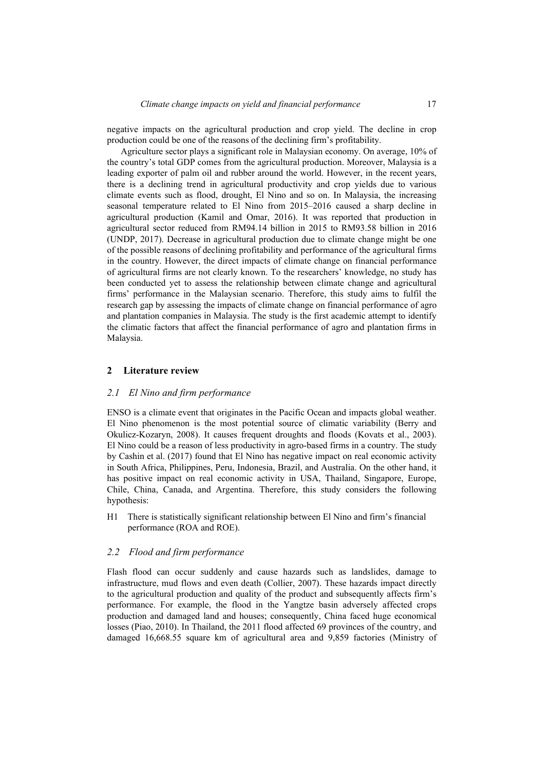negative impacts on the agricultural production and crop yield. The decline in crop production could be one of the reasons of the declining firm's profitability.

Agriculture sector plays a significant role in Malaysian economy. On average, 10% of the country's total GDP comes from the agricultural production. Moreover, Malaysia is a leading exporter of palm oil and rubber around the world. However, in the recent years, there is a declining trend in agricultural productivity and crop yields due to various climate events such as flood, drought, El Nino and so on. In Malaysia, the increasing seasonal temperature related to El Nino from 2015–2016 caused a sharp decline in agricultural production (Kamil and Omar, 2016). It was reported that production in agricultural sector reduced from RM94.14 billion in 2015 to RM93.58 billion in 2016 (UNDP, 2017). Decrease in agricultural production due to climate change might be one of the possible reasons of declining profitability and performance of the agricultural firms in the country. However, the direct impacts of climate change on financial performance of agricultural firms are not clearly known. To the researchers' knowledge, no study has been conducted yet to assess the relationship between climate change and agricultural firms' performance in the Malaysian scenario. Therefore, this study aims to fulfil the research gap by assessing the impacts of climate change on financial performance of agro and plantation companies in Malaysia. The study is the first academic attempt to identify the climatic factors that affect the financial performance of agro and plantation firms in Malaysia.

## 2 Literature review

### *2.1 El Nino and firm performance*

ENSO is a climate event that originates in the Pacific Ocean and impacts global weather. El Nino phenomenon is the most potential source of climatic variability (Berry and Okulicz-Kozaryn, 2008). It causes frequent droughts and floods (Kovats et al., 2003). El Nino could be a reason of less productivity in agro-based firms in a country. The study by Cashin et al. (2017) found that El Nino has negative impact on real economic activity in South Africa, Philippines, Peru, Indonesia, Brazil, and Australia. On the other hand, it has positive impact on real economic activity in USA, Thailand, Singapore, Europe, Chile, China, Canada, and Argentina. Therefore, this study considers the following hypothesis:

H1 There is statistically significant relationship between El Nino and firm's financial performance (ROA and ROE).

### *2.2 Flood and firm performance*

Flash flood can occur suddenly and cause hazards such as landslides, damage to infrastructure, mud flows and even death (Collier, 2007). These hazards impact directly to the agricultural production and quality of the product and subsequently affects firm's performance. For example, the flood in the Yangtze basin adversely affected crops production and damaged land and houses; consequently, China faced huge economical losses (Piao, 2010). In Thailand, the 2011 flood affected 69 provinces of the country, and damaged 16,668.55 square km of agricultural area and 9,859 factories (Ministry of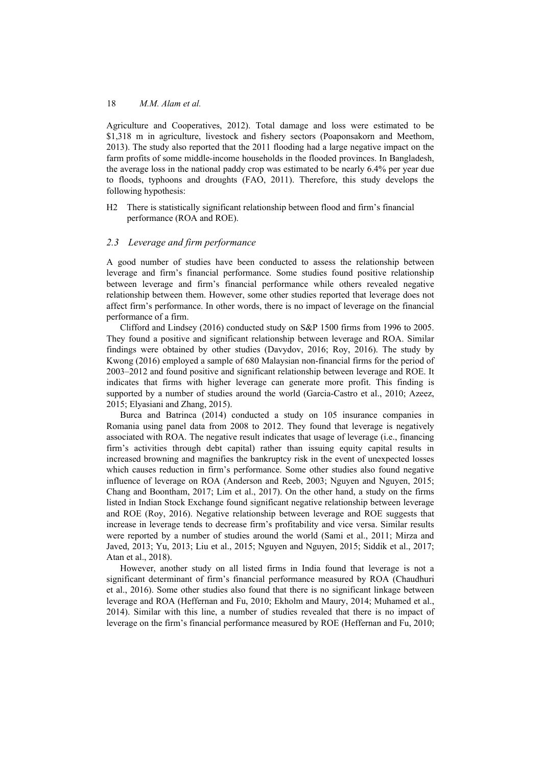Agriculture and Cooperatives, 2012). Total damage and loss were estimated to be $1,318 m in agriculture, livestock and fishery sectors (Poaponsakorn and Meethom, 2013). The study also reported that the 2011 flooding had a large negative impact on the farm profits of some middle-income households in the flooded provinces. In Bangladesh, the average loss in the national paddy crop was estimated to be nearly 6.4% per year due to floods, typhoons and droughts (FAO, 2011). Therefore, this study develops the following hypothesis:

H2 There is statistically significant relationship between flood and firm's financial performance (ROA and ROE).

### *2.3 Leverage and firm performance*

A good number of studies have been conducted to assess the relationship between leverage and firm's financial performance. Some studies found positive relationship between leverage and firm's financial performance while others revealed negative relationship between them. However, some other studies reported that leverage does not affect firm's performance. In other words, there is no impact of leverage on the financial performance of a firm.

Clifford and Lindsey (2016) conducted study on S&P 1500 firms from 1996 to 2005. They found a positive and significant relationship between leverage and ROA. Similar findings were obtained by other studies (Davydov, 2016; Roy, 2016). The study by Kwong (2016) employed a sample of 680 Malaysian non-financial firms for the period of 2003–2012 and found positive and significant relationship between leverage and ROE. It indicates that firms with higher leverage can generate more profit. This finding is supported by a number of studies around the world (Garcia-Castro et al., 2010; Azeez, 2015; Elyasiani and Zhang, 2015).

Burca and Batrinca (2014) conducted a study on 105 insurance companies in Romania using panel data from 2008 to 2012. They found that leverage is negatively associated with ROA. The negative result indicates that usage of leverage (i.e., financing firm's activities through debt capital) rather than issuing equity capital results in increased browning and magnifies the bankruptcy risk in the event of unexpected losses which causes reduction in firm's performance. Some other studies also found negative influence of leverage on ROA (Anderson and Reeb, 2003; Nguyen and Nguyen, 2015; Chang and Boontham, 2017; Lim et al., 2017). On the other hand, a study on the firms listed in Indian Stock Exchange found significant negative relationship between leverage and ROE (Roy, 2016). Negative relationship between leverage and ROE suggests that increase in leverage tends to decrease firm's profitability and vice versa. Similar results were reported by a number of studies around the world (Sami et al., 2011; Mirza and Javed, 2013; Yu, 2013; Liu et al., 2015; Nguyen and Nguyen, 2015; Siddik et al., 2017; Atan et al., 2018).

However, another study on all listed firms in India found that leverage is not a significant determinant of firm's financial performance measured by ROA (Chaudhuri et al., 2016). Some other studies also found that there is no significant linkage between leverage and ROA (Heffernan and Fu, 2010; Ekholm and Maury, 2014; Muhamed et al., 2014). Similar with this line, a number of studies revealed that there is no impact of leverage on the firm's financial performance measured by ROE (Heffernan and Fu, 2010;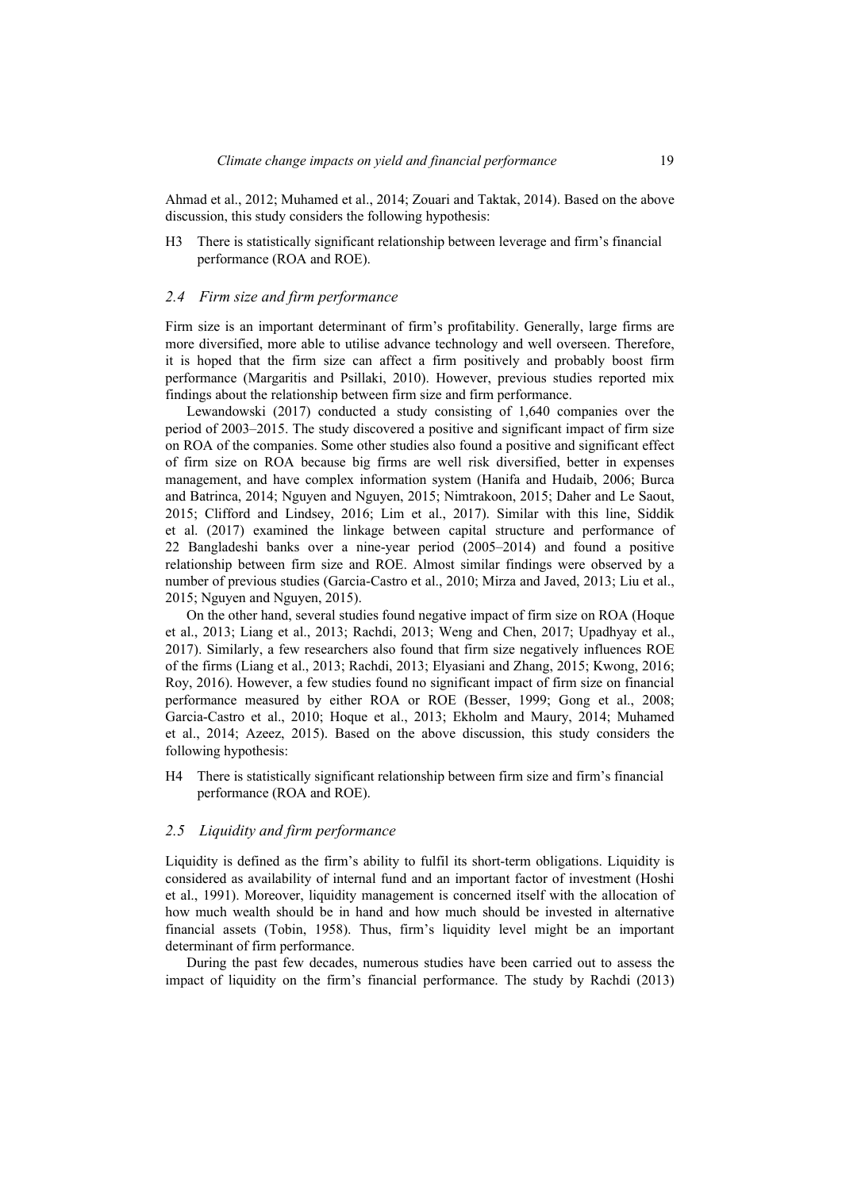Ahmad et al., 2012; Muhamed et al., 2014; Zouari and Taktak, 2014). Based on the above discussion, this study considers the following hypothesis:

H3 There is statistically significant relationship between leverage and firm's financial performance (ROA and ROE).

### *2.4 Firm size and firm performance*

Firm size is an important determinant of firm's profitability. Generally, large firms are more diversified, more able to utilise advance technology and well overseen. Therefore, it is hoped that the firm size can affect a firm positively and probably boost firm performance (Margaritis and Psillaki, 2010). However, previous studies reported mix findings about the relationship between firm size and firm performance.

Lewandowski (2017) conducted a study consisting of 1,640 companies over the period of 2003–2015. The study discovered a positive and significant impact of firm size on ROA of the companies. Some other studies also found a positive and significant effect of firm size on ROA because big firms are well risk diversified, better in expenses management, and have complex information system (Hanifa and Hudaib, 2006; Burca and Batrinca, 2014; Nguyen and Nguyen, 2015; Nimtrakoon, 2015; Daher and Le Saout, 2015; Clifford and Lindsey, 2016; Lim et al., 2017). Similar with this line, Siddik et al. (2017) examined the linkage between capital structure and performance of 22 Bangladeshi banks over a nine-year period (2005–2014) and found a positive relationship between firm size and ROE. Almost similar findings were observed by a number of previous studies (Garcia-Castro et al., 2010; Mirza and Javed, 2013; Liu et al., 2015; Nguyen and Nguyen, 2015).

On the other hand, several studies found negative impact of firm size on ROA (Hoque et al., 2013; Liang et al., 2013; Rachdi, 2013; Weng and Chen, 2017; Upadhyay et al., 2017). Similarly, a few researchers also found that firm size negatively influences ROE of the firms (Liang et al., 2013; Rachdi, 2013; Elyasiani and Zhang, 2015; Kwong, 2016; Roy, 2016). However, a few studies found no significant impact of firm size on financial performance measured by either ROA or ROE (Besser, 1999; Gong et al., 2008; Garcia-Castro et al., 2010; Hoque et al., 2013; Ekholm and Maury, 2014; Muhamed et al., 2014; Azeez, 2015). Based on the above discussion, this study considers the following hypothesis:

H4 There is statistically significant relationship between firm size and firm's financial performance (ROA and ROE).

### *2.5 Liquidity and firm performance*

Liquidity is defined as the firm's ability to fulfil its short-term obligations. Liquidity is considered as availability of internal fund and an important factor of investment (Hoshi et al., 1991). Moreover, liquidity management is concerned itself with the allocation of how much wealth should be in hand and how much should be invested in alternative financial assets (Tobin, 1958). Thus, firm's liquidity level might be an important determinant of firm performance.

During the past few decades, numerous studies have been carried out to assess the impact of liquidity on the firm's financial performance. The study by Rachdi (2013)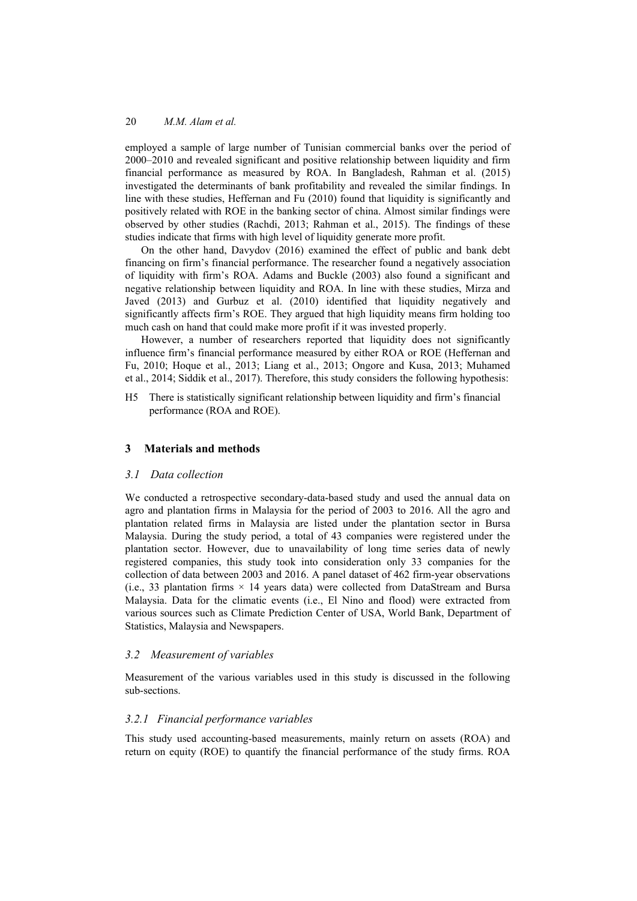employed a sample of large number of Tunisian commercial banks over the period of 2000–2010 and revealed significant and positive relationship between liquidity and firm financial performance as measured by ROA. In Bangladesh, Rahman et al. (2015) investigated the determinants of bank profitability and revealed the similar findings. In line with these studies, Heffernan and Fu (2010) found that liquidity is significantly and positively related with ROE in the banking sector of china. Almost similar findings were observed by other studies (Rachdi, 2013; Rahman et al., 2015). The findings of these studies indicate that firms with high level of liquidity generate more profit.

On the other hand, Davydov (2016) examined the effect of public and bank debt financing on firm's financial performance. The researcher found a negatively association of liquidity with firm's ROA. Adams and Buckle (2003) also found a significant and negative relationship between liquidity and ROA. In line with these studies, Mirza and Javed (2013) and Gurbuz et al. (2010) identified that liquidity negatively and significantly affects firm's ROE. They argued that high liquidity means firm holding too much cash on hand that could make more profit if it was invested properly.

However, a number of researchers reported that liquidity does not significantly influence firm's financial performance measured by either ROA or ROE (Heffernan and Fu, 2010; Hoque et al., 2013; Liang et al., 2013; Ongore and Kusa, 2013; Muhamed et al., 2014; Siddik et al., 2017). Therefore, this study considers the following hypothesis:

H5 There is statistically significant relationship between liquidity and firm's financial performance (ROA and ROE).

## 3 Materials and methods

### 3.1 Data collection

We conducted a retrospective secondary-data-based study and used the annual data on agro and plantation firms in Malaysia for the period of 2003 to 2016. All the agro and plantation related firms in Malaysia are listed under the plantation sector in Bursa Malaysia. During the study period, a total of 43 companies were registered under the plantation sector. However, due to unavailability of long time series data of newly registered companies, this study took into consideration only 33 companies for the collection of data between 2003 and 2016. A panel dataset of 462 firm-year observations (i.e., 33 plantation firms × 14 years data) were collected from DataStream and Bursa Malaysia. Data for the climatic events (i.e., El Nino and flood) were extracted from various sources such as Climate Prediction Center of USA, World Bank, Department of Statistics, Malaysia and Newspapers.

### 3.2 Measurement of variables

Measurement of the various variables used in this study is discussed in the following sub-sections.

#### 3.2.1 Financial performance variables

This study used accounting-based measurements, mainly return on assets (ROA) and return on equity (ROE) to quantify the financial performance of the study firms. ROA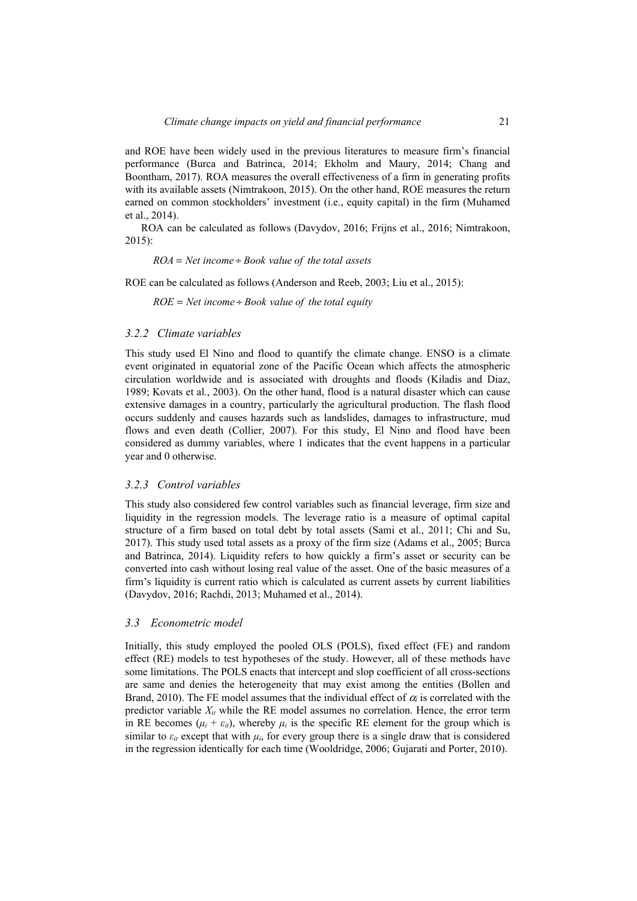and ROE have been widely used in the previous literatures to measure firm's financial performance (Burca and Batrinca, 2014; Ekholm and Maury, 2014; Chang and Boontham, 2017). ROA measures the overall effectiveness of a firm in generating profits with its available assets (Nimtrakoon, 2015). On the other hand, ROE measures the return earned on common stockholders' investment (i.e., equity capital) in the firm (Muhamed et al., 2014).

ROA can be calculated as follows (Davydov, 2016; Frijns et al., 2016; Nimtrakoon, 2015):

$$ROA = Net\ income \div Book\ value\ of\ the\ total\ assets$$

ROE can be calculated as follows (Anderson and Reeb, 2003; Liu et al., 2015):

$$ROE = Net\ income \div Book\ value\ of\ the\ total\ equity$$

### 3.2.2 Climate variables

This study used El Nino and flood to quantify the climate change. ENSO is a climate event originated in equatorial zone of the Pacific Ocean which affects the atmospheric circulation worldwide and is associated with droughts and floods (Kiladis and Diaz, 1989; Kovats et al., 2003). On the other hand, flood is a natural disaster which can cause extensive damages in a country, particularly the agricultural production. The flash flood occurs suddenly and causes hazards such as landslides, damages to infrastructure, mud flows and even death (Collier, 2007). For this study, El Nino and flood have been considered as dummy variables, where 1 indicates that the event happens in a particular year and 0 otherwise.

### 3.2.3 Control variables

This study also considered few control variables such as financial leverage, firm size and liquidity in the regression models. The leverage ratio is a measure of optimal capital structure of a firm based on total debt by total assets (Sami et al., 2011; Chi and Su, 2017). This study used total assets as a proxy of the firm size (Adams et al., 2005; Burca and Batrinca, 2014). Liquidity refers to how quickly a firm's asset or security can be converted into cash without losing real value of the asset. One of the basic measures of a firm's liquidity is current ratio which is calculated as current assets by current liabilities (Davydov, 2016; Rachdi, 2013; Muhamed et al., 2014).

## 3.3 Econometric model

Initially, this study employed the pooled OLS (POLS), fixed effect (FE) and random effect (RE) models to test hypotheses of the study. However, all of these methods have some limitations. The POLS enacts that intercept and slop coefficient of all cross-sections are same and denies the heterogeneity that may exist among the entities (Bollen and Brand, 2010). The FE model assumes that the individual effect of $\alpha_i$ is correlated with the predictor variable $X_{it}$ while the RE model assumes no correlation. Hence, the error term in RE becomes $(\mu_i + \varepsilon_{it})$, whereby $\mu_i$ is the specific RE element for the group which is similar to $\varepsilon_{it}$ except that with $\mu_i$, for every group there is a single draw that is considered in the regression identically for each time (Wooldridge, 2006; Gujarati and Porter, 2010).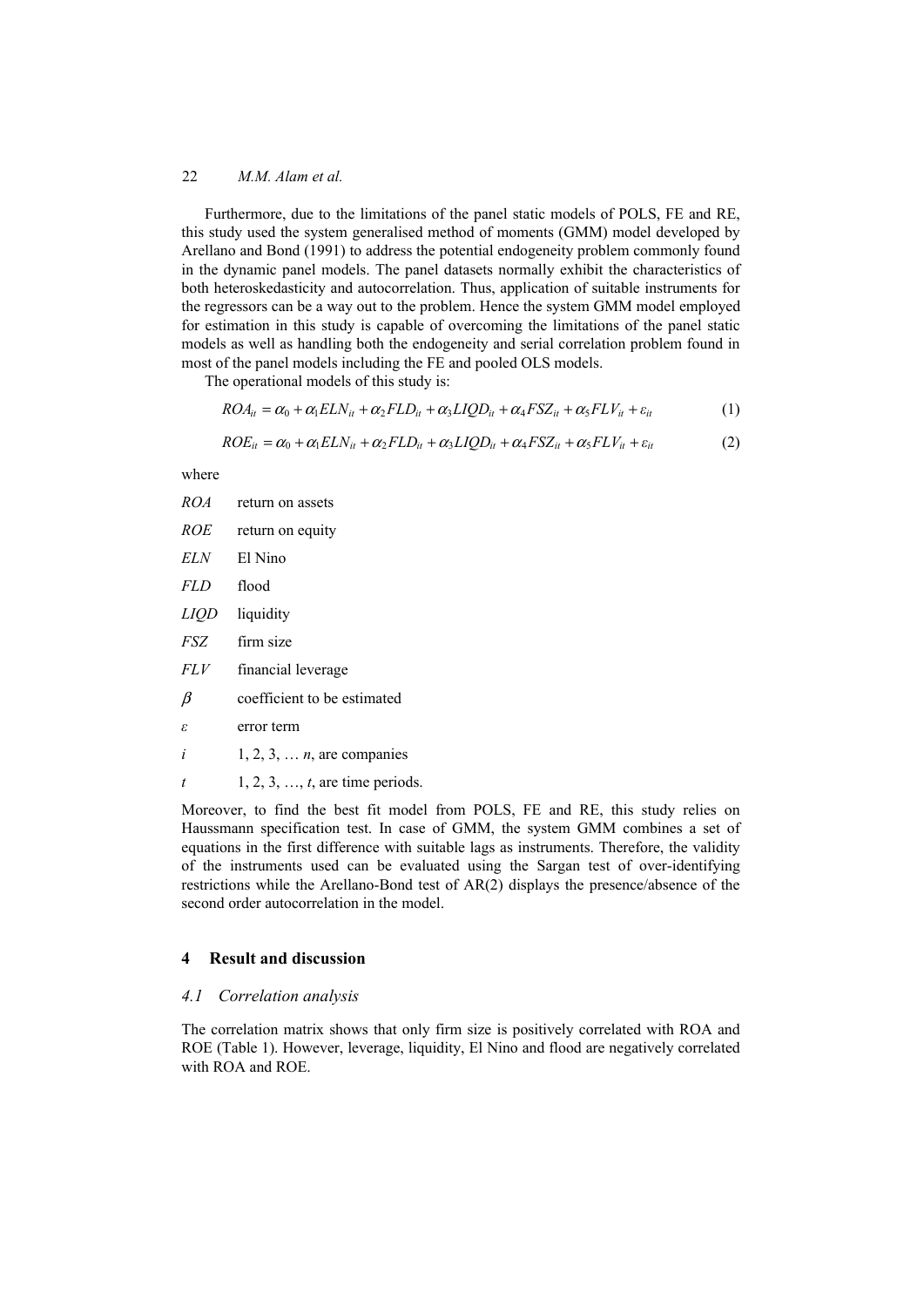Furthermore, due to the limitations of the panel static models of POLS, FE and RE, this study used the system generalised method of moments (GMM) model developed by Arellano and Bond (1991) to address the potential endogeneity problem commonly found in the dynamic panel models. The panel datasets normally exhibit the characteristics of both heteroskedasticity and autocorrelation. Thus, application of suitable instruments for the regressors can be a way out to the problem. Hence the system GMM model employed for estimation in this study is capable of overcoming the limitations of the panel static models as well as handling both the endogeneity and serial correlation problem found in most of the panel models including the FE and pooled OLS models.

The operational models of this study is:

$$ROA_{it} = \alpha_0 + \alpha_1 ELN_{it} + \alpha_2 FLD_{it} + \alpha_3 LIQD_{it} + \alpha_4 FSZ_{it} + \alpha_5 FLV_{it} + \varepsilon_{it} \tag{1}$$

$$ROE_{it} = \alpha_0 + \alpha_1 ELN_{it} + \alpha_2 FLD_{it} + \alpha_3 LIQD_{it} + \alpha_4 FSZ_{it} + \alpha_5 FLV_{it} + \varepsilon_{it} \tag{2}$$

where

- *ROA* return on assets
- *ROE* return on equity
- *ELN* El Nino
- *FLD* flood
- *LIQD* liquidity
- *FSZ* firm size
- *FLV* financial leverage
- $\beta$ coefficient to be estimated
- $\varepsilon$ error term
- $i$ 1, 2, 3, … $n$, are companies
- $t$ 1, 2, 3, …, $t$, are time periods.

Moreover, to find the best fit model from POLS, FE and RE, this study relies on Haussmann specification test. In case of GMM, the system GMM combines a set of equations in the first difference with suitable lags as instruments. Therefore, the validity of the instruments used can be evaluated using the Sargan test of over-identifying restrictions while the Arellano-Bond test of AR(2) displays the presence/absence of the second order autocorrelation in the model.

## 4 Result and discussion

### *4.1 Correlation analysis*

The correlation matrix shows that only firm size is positively correlated with ROA and ROE (Table 1). However, leverage, liquidity, El Nino and flood are negatively correlated with ROA and ROE.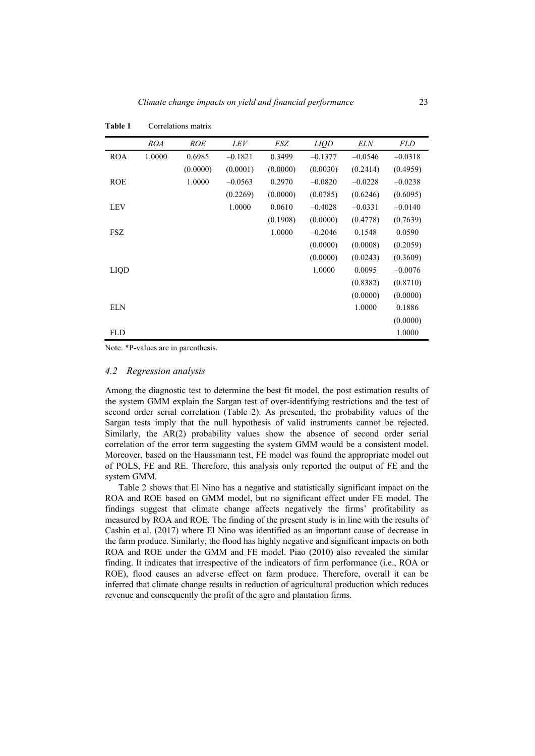**Table 1** Correlations matrix

| | *ROA* | *ROE* | *LEV* | *FSZ* | *LIQD* | *ELN* | *FLD* |
|---|---|---|---|---|---|---|---|
| ROA | 1.0000 | 0.6985 | –0.1821 | 0.3499 | –0.1377 | –0.0546 | –0.0318 |
| | | (0.0000) | (0.0001) | (0.0000) | (0.0030) | (0.2414) | (0.4959) |
| ROE | | 1.0000 | –0.0563 | 0.2970 | –0.0820 | –0.0228 | –0.0238 |
| | | | (0.2269) | (0.0000) | (0.0785) | (0.6246) | (0.6095) |
| LEV | | | 1.0000 | 0.0610 | –0.4028 | –0.0331 | –0.0140 |
| | | | | (0.1908) | (0.0000) | (0.4778) | (0.7639) |
| FSZ | | | | 1.0000 | –0.2046 | 0.1548 | 0.0590 |
| | | | | | (0.0000) | (0.0008) | (0.2059) |
| | | | | | (0.0000) | (0.0243) | (0.3609) |
| LIQD | | | | | 1.0000 | 0.0095 | –0.0076 |
| | | | | | | (0.8382) | (0.8710) |
| | | | | | | (0.0000) | (0.0000) |
| ELN | | | | | | 1.0000 | 0.1886 |
| | | | | | | | (0.0000) |
| FLD | | | | | | | 1.0000 |

Note: *P-values are in parenthesis.

### *4.2 Regression analysis*

Among the diagnostic test to determine the best fit model, the post estimation results of the system GMM explain the Sargan test of over-identifying restrictions and the test of second order serial correlation (Table 2). As presented, the probability values of the Sargan tests imply that the null hypothesis of valid instruments cannot be rejected. Similarly, the AR(2) probability values show the absence of second order serial correlation of the error term suggesting the system GMM would be a consistent model. Moreover, based on the Haussmann test, FE model was found the appropriate model out of POLS, FE and RE. Therefore, this analysis only reported the output of FE and the system GMM.

Table 2 shows that El Nino has a negative and statistically significant impact on the ROA and ROE based on GMM model, but no significant effect under FE model. The findings suggest that climate change affects negatively the firms' profitability as measured by ROA and ROE. The finding of the present study is in line with the results of Cashin et al. (2017) where El Nino was identified as an important cause of decrease in the farm produce. Similarly, the flood has highly negative and significant impacts on both ROA and ROE under the GMM and FE model. Piao (2010) also revealed the similar finding. It indicates that irrespective of the indicators of firm performance (i.e., ROA or ROE), flood causes an adverse effect on farm produce. Therefore, overall it can be inferred that climate change results in reduction of agricultural production which reduces revenue and consequently the profit of the agro and plantation firms.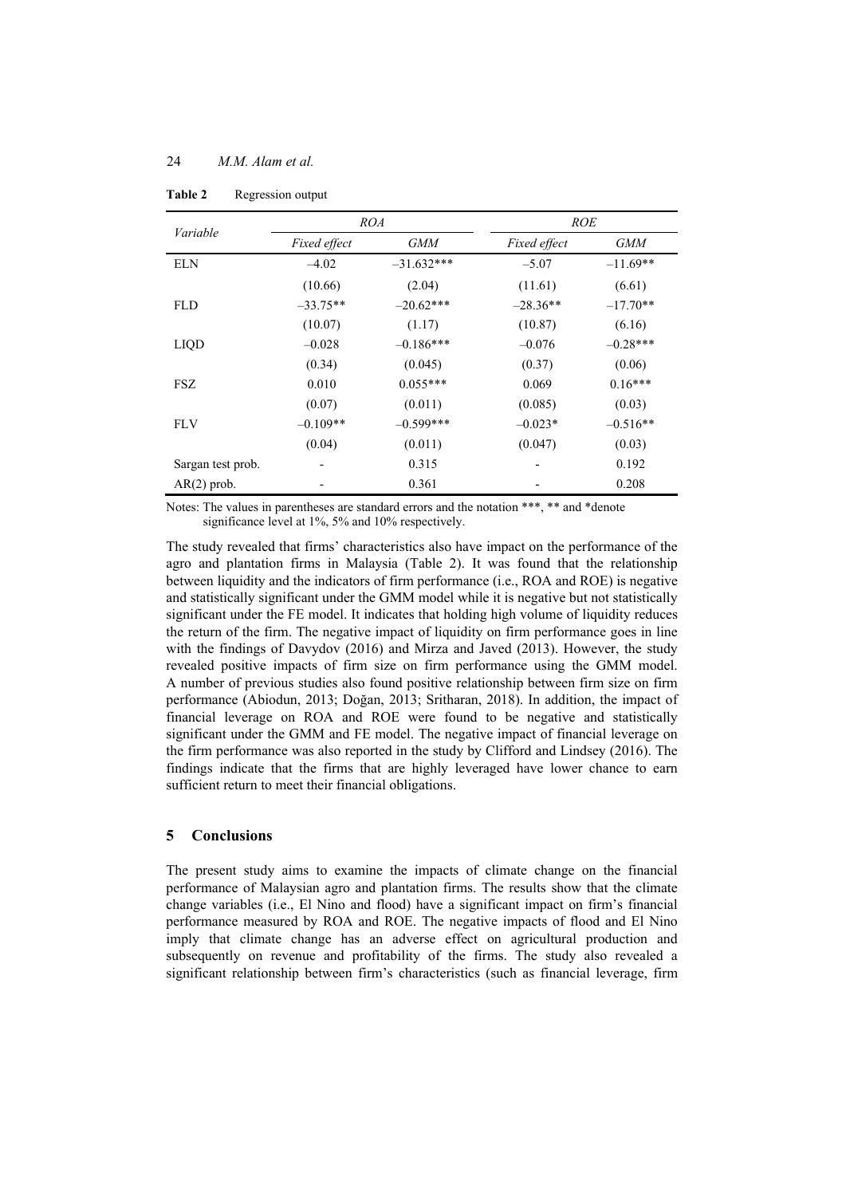**Table 2** Regression output

| Variable | ROA | | ROE | |
|---|---|---|---|---|
| | *Fixed effect* | *GMM* | *Fixed effect* | *GMM* |
| ELN | –4.02 | –31.632*** | –5.07 | –11.69** |
| | (10.66) | (2.04) | (11.61) | (6.61) |
| FLD | –33.75** | –20.62*** | –28.36** | –17.70** |
| | (10.07) | (1.17) | (10.87) | (6.16) |
| LIQD | –0.028 | –0.186*** | –0.076 | –0.28*** |
| | (0.34) | (0.045) | (0.37) | (0.06) |
| FSZ | 0.010 | 0.055*** | 0.069 | 0.16*** |
| | (0.07) | (0.011) | (0.085) | (0.03) |
| FLV | –0.109** | –0.599*** | –0.023* | –0.516** |
| | (0.04) | (0.011) | (0.047) | (0.03) |
| Sargan test prob. | - | 0.315 | - | 0.192 |
| AR(2) prob. | - | 0.361 | - | 0.208 |

Notes: The values in parentheses are standard errors and the notation ***, ** and *denote significance level at 1%, 5% and 10% respectively.

The study revealed that firms' characteristics also have impact on the performance of the agro and plantation firms in Malaysia (Table 2). It was found that the relationship between liquidity and the indicators of firm performance (i.e., ROA and ROE) is negative and statistically significant under the GMM model while it is negative but not statistically significant under the FE model. It indicates that holding high volume of liquidity reduces the return of the firm. The negative impact of liquidity on firm performance goes in line with the findings of Davydov (2016) and Mirza and Javed (2013). However, the study revealed positive impacts of firm size on firm performance using the GMM model. A number of previous studies also found positive relationship between firm size on firm performance (Abiodun, 2013; Doğan, 2013; Sritharan, 2018). In addition, the impact of financial leverage on ROA and ROE were found to be negative and statistically significant under the GMM and FE model. The negative impact of financial leverage on the firm performance was also reported in the study by Clifford and Lindsey (2016). The findings indicate that the firms that are highly leveraged have lower chance to earn sufficient return to meet their financial obligations.

## 5 Conclusions

The present study aims to examine the impacts of climate change on the financial performance of Malaysian agro and plantation firms. The results show that the climate change variables (i.e., El Nino and flood) have a significant impact on firm's financial performance measured by ROA and ROE. The negative impacts of flood and El Nino imply that climate change has an adverse effect on agricultural production and subsequently on revenue and profitability of the firms. The study also revealed a significant relationship between firm's characteristics (such as financial leverage, firm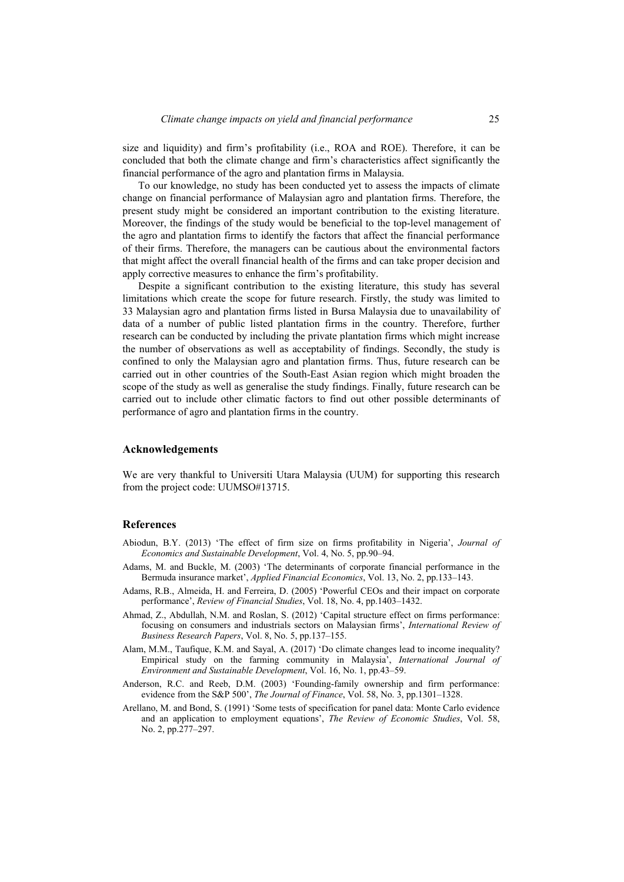size and liquidity) and firm's profitability (i.e., ROA and ROE). Therefore, it can be concluded that both the climate change and firm's characteristics affect significantly the financial performance of the agro and plantation firms in Malaysia.

To our knowledge, no study has been conducted yet to assess the impacts of climate change on financial performance of Malaysian agro and plantation firms. Therefore, the present study might be considered an important contribution to the existing literature. Moreover, the findings of the study would be beneficial to the top-level management of the agro and plantation firms to identify the factors that affect the financial performance of their firms. Therefore, the managers can be cautious about the environmental factors that might affect the overall financial health of the firms and can take proper decision and apply corrective measures to enhance the firm's profitability.

Despite a significant contribution to the existing literature, this study has several limitations which create the scope for future research. Firstly, the study was limited to 33 Malaysian agro and plantation firms listed in Bursa Malaysia due to unavailability of data of a number of public listed plantation firms in the country. Therefore, further research can be conducted by including the private plantation firms which might increase the number of observations as well as acceptability of findings. Secondly, the study is confined to only the Malaysian agro and plantation firms. Thus, future research can be carried out in other countries of the South-East Asian region which might broaden the scope of the study as well as generalise the study findings. Finally, future research can be carried out to include other climatic factors to find out other possible determinants of performance of agro and plantation firms in the country.

## Acknowledgements

We are very thankful to Universiti Utara Malaysia (UUM) for supporting this research from the project code: UUMSO#13715.

## References

Abiodun, B.Y. (2013) 'The effect of firm size on firms profitability in Nigeria', *Journal of Economics and Sustainable Development*, Vol. 4, No. 5, pp.90–94.

Adams, M. and Buckle, M. (2003) 'The determinants of corporate financial performance in the Bermuda insurance market', *Applied Financial Economics*, Vol. 13, No. 2, pp.133–143.

Adams, R.B., Almeida, H. and Ferreira, D. (2005) 'Powerful CEOs and their impact on corporate performance', *Review of Financial Studies*, Vol. 18, No. 4, pp.1403–1432.

Ahmad, Z., Abdullah, N.M. and Roslan, S. (2012) 'Capital structure effect on firms performance: focusing on consumers and industrials sectors on Malaysian firms', *International Review of Business Research Papers*, Vol. 8, No. 5, pp.137–155.

Alam, M.M., Taufique, K.M. and Sayal, A. (2017) 'Do climate changes lead to income inequality? Empirical study on the farming community in Malaysia', *International Journal of Environment and Sustainable Development*, Vol. 16, No. 1, pp.43–59.

Anderson, R.C. and Reeb, D.M. (2003) 'Founding-family ownership and firm performance: evidence from the S&P 500', *The Journal of Finance*, Vol. 58, No. 3, pp.1301–1328.

Arellano, M. and Bond, S. (1991) 'Some tests of specification for panel data: Monte Carlo evidence and an application to employment equations', *The Review of Economic Studies*, Vol. 58, No. 2, pp.277–297.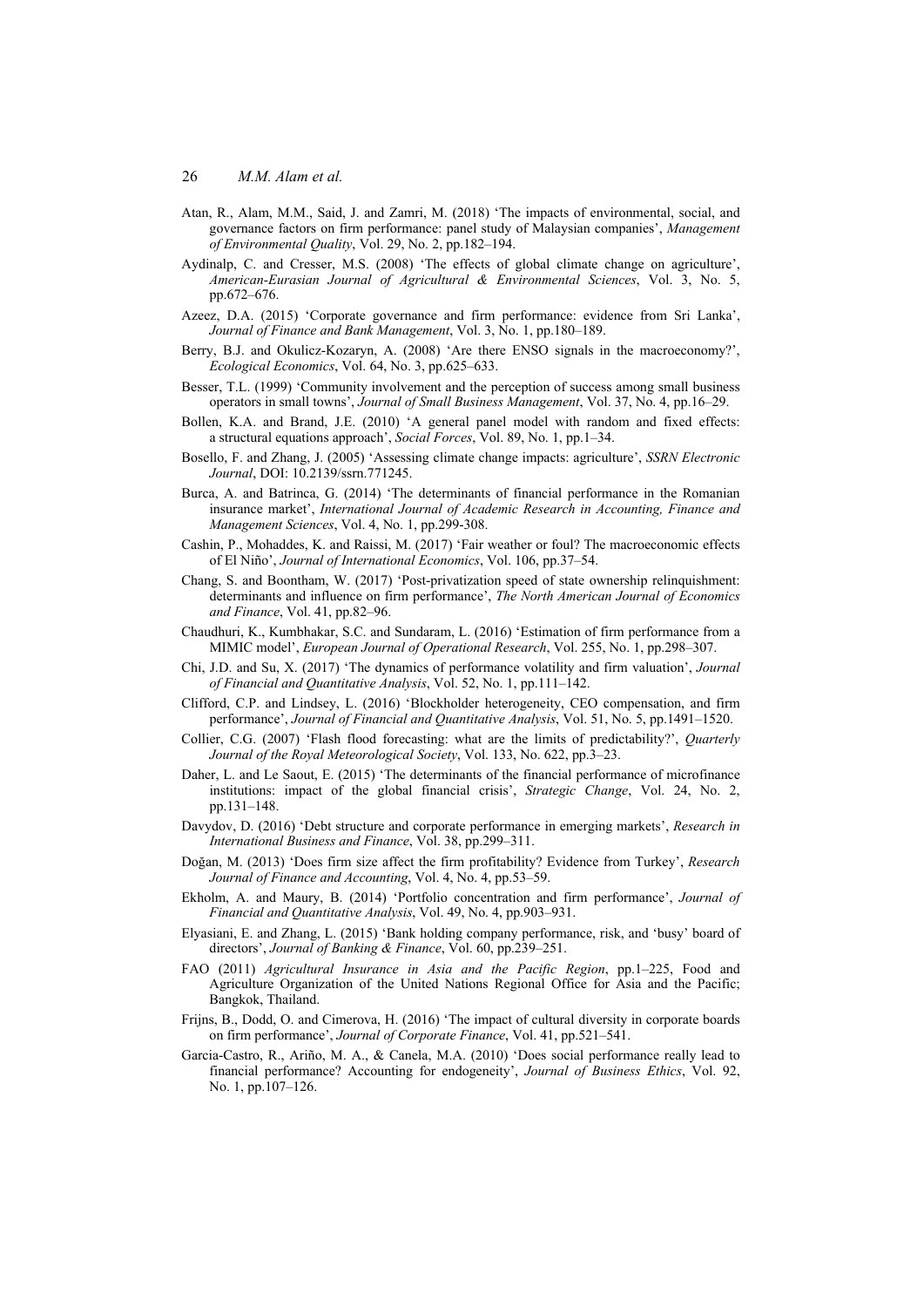Atan, R., Alam, M.M., Said, J. and Zamri, M. (2018) 'The impacts of environmental, social, and governance factors on firm performance: panel study of Malaysian companies', *Management of Environmental Quality*, Vol. 29, No. 2, pp.182–194.

Aydinalp, C. and Cresser, M.S. (2008) 'The effects of global climate change on agriculture', *American-Eurasian Journal of Agricultural & Environmental Sciences*, Vol. 3, No. 5, pp.672–676.

Azeez, D.A. (2015) 'Corporate governance and firm performance: evidence from Sri Lanka', *Journal of Finance and Bank Management*, Vol. 3, No. 1, pp.180–189.

Berry, B.J. and Okulicz-Kozaryn, A. (2008) 'Are there ENSO signals in the macroeconomy?', *Ecological Economics*, Vol. 64, No. 3, pp.625–633.

Besser, T.L. (1999) 'Community involvement and the perception of success among small business operators in small towns', *Journal of Small Business Management*, Vol. 37, No. 4, pp.16–29.

Bollen, K.A. and Brand, J.E. (2010) 'A general panel model with random and fixed effects: a structural equations approach', *Social Forces*, Vol. 89, No. 1, pp.1–34.

Bosello, F. and Zhang, J. (2005) 'Assessing climate change impacts: agriculture', *SSRN Electronic Journal*, DOI: 10.2139/ssrn.771245.

Burca, A. and Batrinca, G. (2014) 'The determinants of financial performance in the Romanian insurance market', *International Journal of Academic Research in Accounting, Finance and Management Sciences*, Vol. 4, No. 1, pp.299-308.

Cashin, P., Mohaddes, K. and Raissi, M. (2017) 'Fair weather or foul? The macroeconomic effects of El Niño', *Journal of International Economics*, Vol. 106, pp.37–54.

Chang, S. and Boontham, W. (2017) 'Post-privatization speed of state ownership relinquishment: determinants and influence on firm performance', *The North American Journal of Economics and Finance*, Vol. 41, pp.82–96.

Chaudhuri, K., Kumbhakar, S.C. and Sundaram, L. (2016) 'Estimation of firm performance from a MIMIC model', *European Journal of Operational Research*, Vol. 255, No. 1, pp.298–307.

Chi, J.D. and Su, X. (2017) 'The dynamics of performance volatility and firm valuation', *Journal of Financial and Quantitative Analysis*, Vol. 52, No. 1, pp.111–142.

Clifford, C.P. and Lindsey, L. (2016) 'Blockholder heterogeneity, CEO compensation, and firm performance', *Journal of Financial and Quantitative Analysis*, Vol. 51, No. 5, pp.1491–1520.

Collier, C.G. (2007) 'Flash flood forecasting: what are the limits of predictability?', *Quarterly Journal of the Royal Meteorological Society*, Vol. 133, No. 622, pp.3–23.

Daher, L. and Le Saout, E. (2015) 'The determinants of the financial performance of microfinance institutions: impact of the global financial crisis', *Strategic Change*, Vol. 24, No. 2, pp.131–148.

Davydov, D. (2016) 'Debt structure and corporate performance in emerging markets', *Research in International Business and Finance*, Vol. 38, pp.299–311.

Doğan, M. (2013) 'Does firm size affect the firm profitability? Evidence from Turkey', *Research Journal of Finance and Accounting*, Vol. 4, No. 4, pp.53–59.

Ekholm, A. and Maury, B. (2014) 'Portfolio concentration and firm performance', *Journal of Financial and Quantitative Analysis*, Vol. 49, No. 4, pp.903–931.

Elyasiani, E. and Zhang, L. (2015) 'Bank holding company performance, risk, and 'busy' board of directors', *Journal of Banking & Finance*, Vol. 60, pp.239–251.

FAO (2011) *Agricultural Insurance in Asia and the Pacific Region*, pp.1–225, Food and Agriculture Organization of the United Nations Regional Office for Asia and the Pacific; Bangkok, Thailand.

Frijns, B., Dodd, O. and Cimerova, H. (2016) 'The impact of cultural diversity in corporate boards on firm performance', *Journal of Corporate Finance*, Vol. 41, pp.521–541.

Garcia-Castro, R., Ariño, M. A., & Canela, M.A. (2010) 'Does social performance really lead to financial performance? Accounting for endogeneity', *Journal of Business Ethics*, Vol. 92, No. 1, pp.107–126.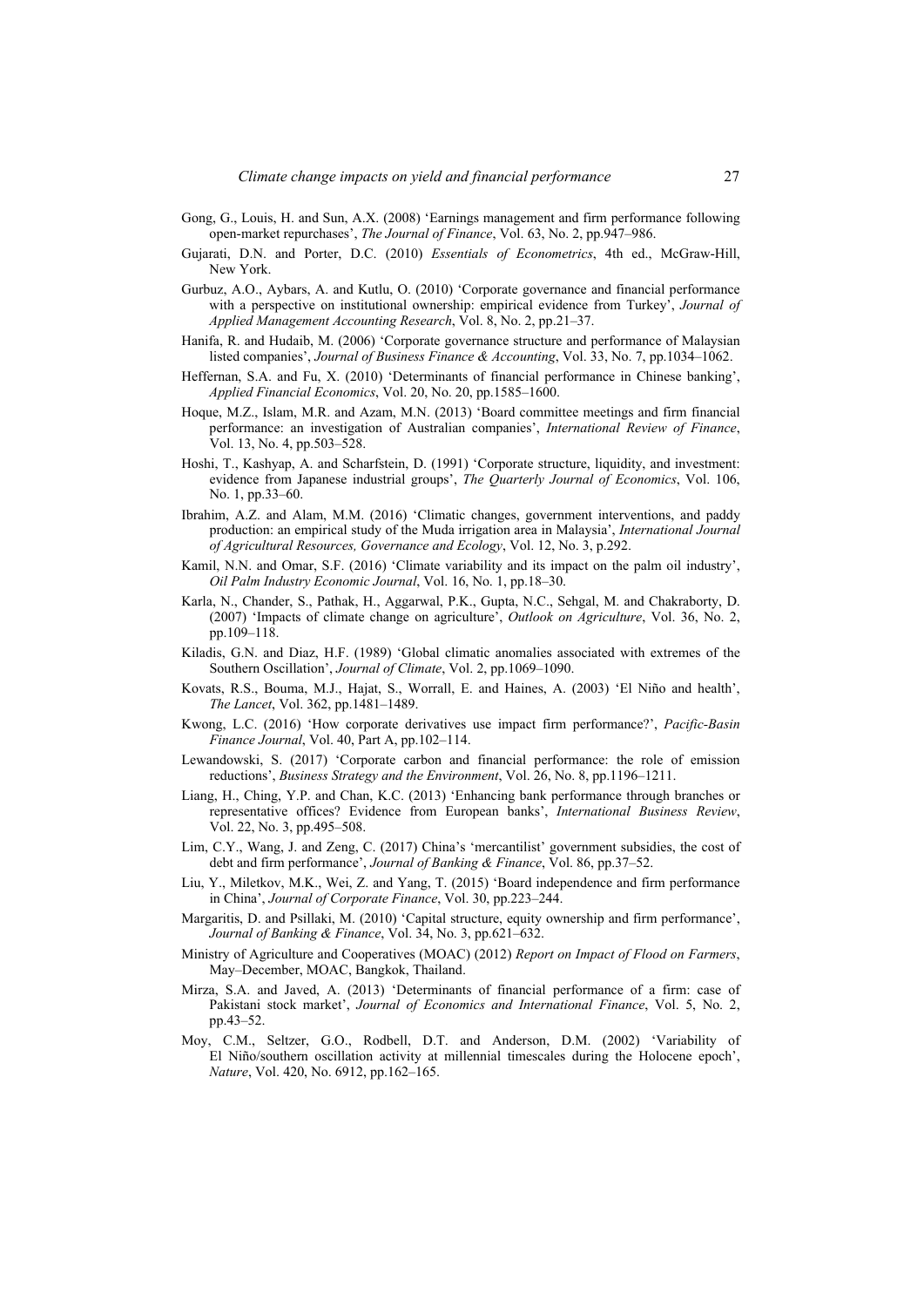Gong, G., Louis, H. and Sun, A.X. (2008) 'Earnings management and firm performance following open-market repurchases', *The Journal of Finance*, Vol. 63, No. 2, pp.947–986.

Gujarati, D.N. and Porter, D.C. (2010) *Essentials of Econometrics*, 4th ed., McGraw-Hill, New York.

Gurbuz, A.O., Aybars, A. and Kutlu, O. (2010) 'Corporate governance and financial performance with a perspective on institutional ownership: empirical evidence from Turkey', *Journal of Applied Management Accounting Research*, Vol. 8, No. 2, pp.21–37.

Hanifa, R. and Hudaib, M. (2006) 'Corporate governance structure and performance of Malaysian listed companies', *Journal of Business Finance & Accounting*, Vol. 33, No. 7, pp.1034–1062.

Heffernan, S.A. and Fu, X. (2010) 'Determinants of financial performance in Chinese banking', *Applied Financial Economics*, Vol. 20, No. 20, pp.1585–1600.

Hoque, M.Z., Islam, M.R. and Azam, M.N. (2013) 'Board committee meetings and firm financial performance: an investigation of Australian companies', *International Review of Finance*, Vol. 13, No. 4, pp.503–528.

Hoshi, T., Kashyap, A. and Scharfstein, D. (1991) 'Corporate structure, liquidity, and investment: evidence from Japanese industrial groups', *The Quarterly Journal of Economics*, Vol. 106, No. 1, pp.33–60.

Ibrahim, A.Z. and Alam, M.M. (2016) 'Climatic changes, government interventions, and paddy production: an empirical study of the Muda irrigation area in Malaysia', *International Journal of Agricultural Resources, Governance and Ecology*, Vol. 12, No. 3, p.292.

Kamil, N.N. and Omar, S.F. (2016) 'Climate variability and its impact on the palm oil industry', *Oil Palm Industry Economic Journal*, Vol. 16, No. 1, pp.18–30.

Karla, N., Chander, S., Pathak, H., Aggarwal, P.K., Gupta, N.C., Sehgal, M. and Chakraborty, D. (2007) 'Impacts of climate change on agriculture', *Outlook on Agriculture*, Vol. 36, No. 2, pp.109–118.

Kiladis, G.N. and Diaz, H.F. (1989) 'Global climatic anomalies associated with extremes of the Southern Oscillation', *Journal of Climate*, Vol. 2, pp.1069–1090.

Kovats, R.S., Bouma, M.J., Hajat, S., Worrall, E. and Haines, A. (2003) 'El Niño and health', *The Lancet*, Vol. 362, pp.1481–1489.

Kwong, L.C. (2016) 'How corporate derivatives use impact firm performance?', *Pacific-Basin Finance Journal*, Vol. 40, Part A, pp.102–114.

Lewandowski, S. (2017) 'Corporate carbon and financial performance: the role of emission reductions', *Business Strategy and the Environment*, Vol. 26, No. 8, pp.1196–1211.

Liang, H., Ching, Y.P. and Chan, K.C. (2013) 'Enhancing bank performance through branches or representative offices? Evidence from European banks', *International Business Review*, Vol. 22, No. 3, pp.495–508.

Lim, C.Y., Wang, J. and Zeng, C. (2017) China's 'mercantilist' government subsidies, the cost of debt and firm performance', *Journal of Banking & Finance*, Vol. 86, pp.37–52.

Liu, Y., Miletkov, M.K., Wei, Z. and Yang, T. (2015) 'Board independence and firm performance in China', *Journal of Corporate Finance*, Vol. 30, pp.223–244.

Margaritis, D. and Psillaki, M. (2010) 'Capital structure, equity ownership and firm performance', *Journal of Banking & Finance*, Vol. 34, No. 3, pp.621–632.

Ministry of Agriculture and Cooperatives (MOAC) (2012) *Report on Impact of Flood on Farmers*, May–December, MOAC, Bangkok, Thailand.

Mirza, S.A. and Javed, A. (2013) 'Determinants of financial performance of a firm: case of Pakistani stock market', *Journal of Economics and International Finance*, Vol. 5, No. 2, pp.43–52.

Moy, C.M., Seltzer, G.O., Rodbell, D.T. and Anderson, D.M. (2002) 'Variability of El Niño/southern oscillation activity at millennial timescales during the Holocene epoch', *Nature*, Vol. 420, No. 6912, pp.162–165.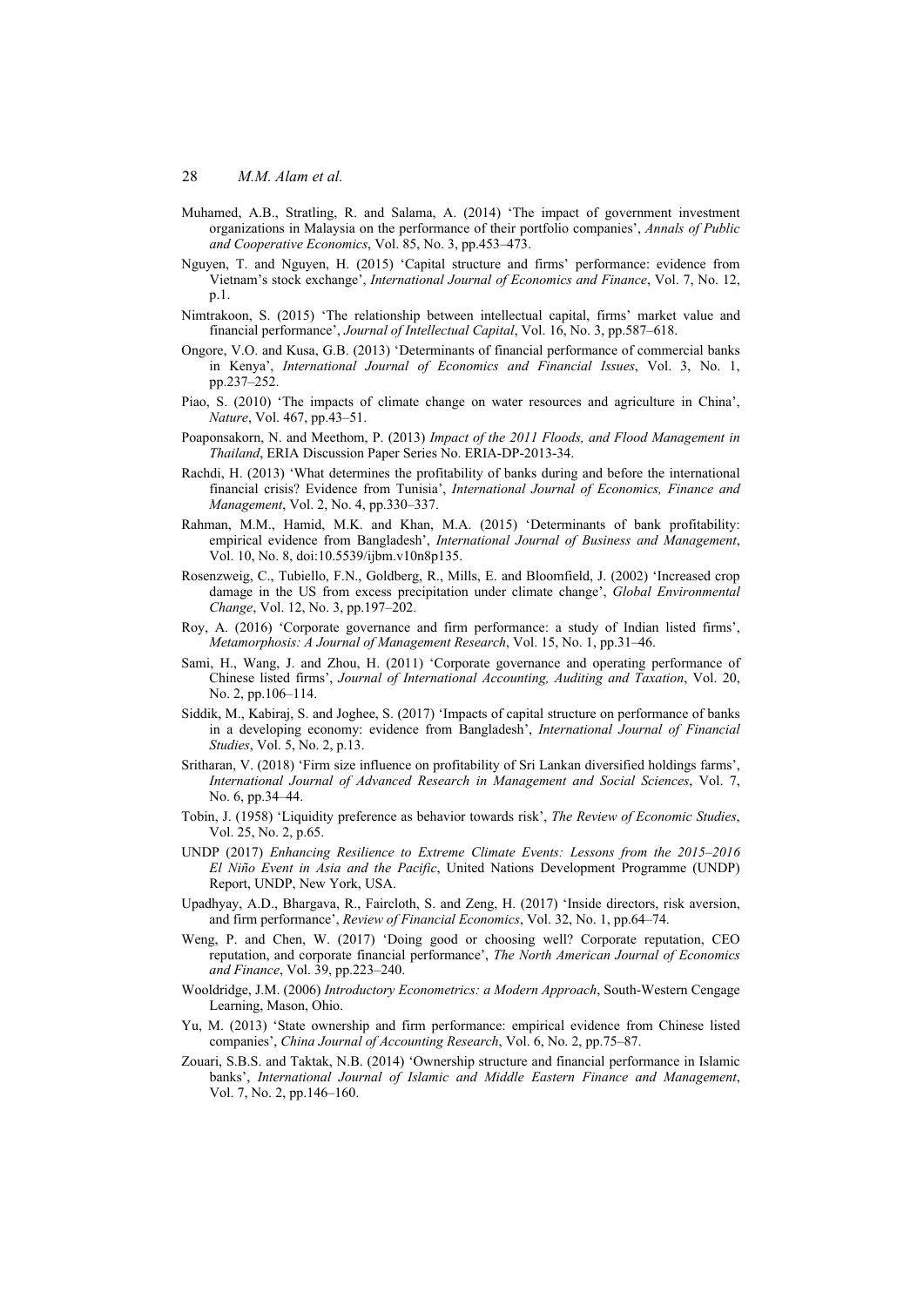Muhamed, A.B., Stratling, R. and Salama, A. (2014) 'The impact of government investment organizations in Malaysia on the performance of their portfolio companies', *Annals of Public and Cooperative Economics*, Vol. 85, No. 3, pp.453–473.

Nguyen, T. and Nguyen, H. (2015) 'Capital structure and firms' performance: evidence from Vietnam's stock exchange', *International Journal of Economics and Finance*, Vol. 7, No. 12, p.1.

Nimtrakoon, S. (2015) 'The relationship between intellectual capital, firms' market value and financial performance', *Journal of Intellectual Capital*, Vol. 16, No. 3, pp.587–618.

Ongore, V.O. and Kusa, G.B. (2013) 'Determinants of financial performance of commercial banks in Kenya', *International Journal of Economics and Financial Issues*, Vol. 3, No. 1, pp.237–252.

Piao, S. (2010) 'The impacts of climate change on water resources and agriculture in China', *Nature*, Vol. 467, pp.43–51.

Poaponsakorn, N. and Meethom, P. (2013) *Impact of the 2011 Floods, and Flood Management in Thailand*, ERIA Discussion Paper Series No. ERIA-DP-2013-34.

Rachdi, H. (2013) 'What determines the profitability of banks during and before the international financial crisis? Evidence from Tunisia', *International Journal of Economics, Finance and Management*, Vol. 2, No. 4, pp.330–337.

Rahman, M.M., Hamid, M.K. and Khan, M.A. (2015) 'Determinants of bank profitability: empirical evidence from Bangladesh', *International Journal of Business and Management*, Vol. 10, No. 8, doi:10.5539/ijbm.v10n8p135.

Rosenzweig, C., Tubiello, F.N., Goldberg, R., Mills, E. and Bloomfield, J. (2002) 'Increased crop damage in the US from excess precipitation under climate change', *Global Environmental Change*, Vol. 12, No. 3, pp.197–202.

Roy, A. (2016) 'Corporate governance and firm performance: a study of Indian listed firms', *Metamorphosis: A Journal of Management Research*, Vol. 15, No. 1, pp.31–46.

Sami, H., Wang, J. and Zhou, H. (2011) 'Corporate governance and operating performance of Chinese listed firms', *Journal of International Accounting, Auditing and Taxation*, Vol. 20, No. 2, pp.106–114.

Siddik, M., Kabiraj, S. and Joghee, S. (2017) 'Impacts of capital structure on performance of banks in a developing economy: evidence from Bangladesh', *International Journal of Financial Studies*, Vol. 5, No. 2, p.13.

Sritharan, V. (2018) 'Firm size influence on profitability of Sri Lankan diversified holdings farms', *International Journal of Advanced Research in Management and Social Sciences*, Vol. 7, No. 6, pp.34–44.

Tobin, J. (1958) 'Liquidity preference as behavior towards risk', *The Review of Economic Studies*, Vol. 25, No. 2, p.65.

UNDP (2017) *Enhancing Resilience to Extreme Climate Events: Lessons from the 2015–2016 El Niño Event in Asia and the Pacific*, United Nations Development Programme (UNDP) Report, UNDP, New York, USA.

Upadhyay, A.D., Bhargava, R., Faircloth, S. and Zeng, H. (2017) 'Inside directors, risk aversion, and firm performance', *Review of Financial Economics*, Vol. 32, No. 1, pp.64–74.

Weng, P. and Chen, W. (2017) 'Doing good or choosing well? Corporate reputation, CEO reputation, and corporate financial performance', *The North American Journal of Economics and Finance*, Vol. 39, pp.223–240.

Wooldridge, J.M. (2006) *Introductory Econometrics: a Modern Approach*, South-Western Cengage Learning, Mason, Ohio.

Yu, M. (2013) 'State ownership and firm performance: empirical evidence from Chinese listed companies', *China Journal of Accounting Research*, Vol. 6, No. 2, pp.75–87.

Zouari, S.B.S. and Taktak, N.B. (2014) 'Ownership structure and financial performance in Islamic banks', *International Journal of Islamic and Middle Eastern Finance and Management*, Vol. 7, No. 2, pp.146–160.